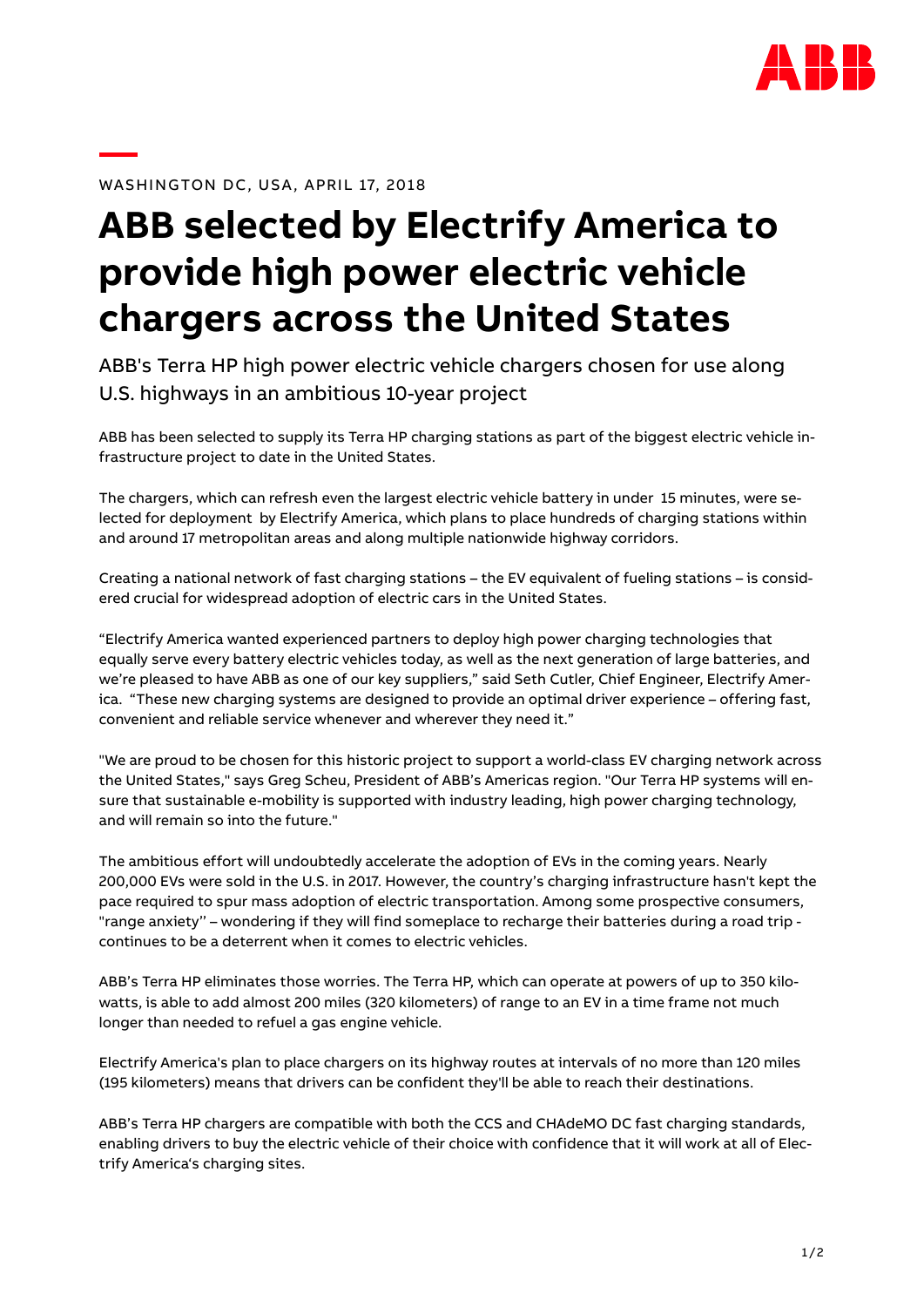WASHINGTON DC, USA, APRIL 17, 2018

# ABB selected by Electrify America to provide high power electric vehicle chargers across the United States

ABB's Terra HP high power electric vehicle chargers chosen for use along U.S. highways in an ambitious 10-year project

ABB has been selected to supply its Terra HP charging stations as part of the biggest electric vehicle infrastructure project to date in the United States.

The chargers, which can refresh even the largest electric vehicle battery in under 15 minutes, were selected for deployment by Electrify America, which plans to place hundreds of charging stations within and around 17 metropolitan areas and along multiple nationwide highway corridors.

Creating a national network of fast charging stations – the EV equivalent of fueling stations – is considered crucial for widespread adoption of electric cars in the United States.

"Electrify America wanted experienced partners to deploy high power charging technologies that equally serve every battery electric vehicles today, as well as the next generation of large batteries, and we're pleased to have ABB as one of our key suppliers," said Seth Cutler, Chief Engineer, Electrify America. "These new charging systems are designed to provide an optimal driver experience – offering fast, convenient and reliable service whenever and wherever they need it."

"We are proud to be chosen for this historic project to support a world-class EV charging network across the United States," says Greg Scheu, President of ABB's Americas region. "Our Terra HP systems will ensure that sustainable e-mobility is supported with industry leading, high power charging technology, and will remain so into the future."

The ambitious effort will undoubtedly accelerate the adoption of EVs in the coming years. Nearly 200,000 EVs were sold in the U.S. in 2017. However, the country's charging infrastructure hasn't kept the pace required to spur mass adoption of electric transportation. Among some prospective consumers, "range anxiety'' – wondering if they will find someplace to recharge their batteries during a road trip - continues to be a deterrent when it comes to electric vehicles.

ABB's Terra HP eliminates those worries. The Terra HP, which can operate at powers of up to 350 kilowatts, is able to add almost 200 miles (320 kilometers) of range to an EV in a time frame not much longer than needed to refuel a gas engine vehicle.

Electrify America's plan to place chargers on its highway routes at intervals of no more than 120 miles (195 kilometers) means that drivers can be confident they'll be able to reach their destinations.

ABB's Terra HP chargers are compatible with both the CCS and CHAdeMO DC fast charging standards, enabling drivers to buy the electric vehicle of their choice with confidence that it will work at all of Electrify America's charging sites.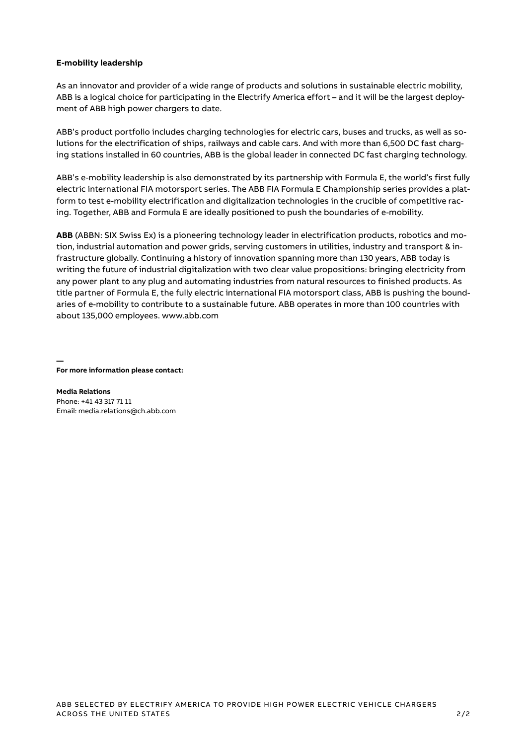**E-mobility leadership**

As an innovator and provider of a wide range of products and solutions in sustainable electric mobility, ABB is a logical choice for participating in the Electrify America effort – and it will be the largest deployment of ABB high power chargers to date.

ABB's product portfolio includes charging technologies for electric cars, buses and trucks, as well as solutions for the electrification of ships, railways and cable cars. And with more than 6,500 DC fast charging stations installed in 60 countries, ABB is the global leader in connected DC fast charging technology.

ABB's e-mobility leadership is also demonstrated by its partnership with Formula E, the world's first fully electric international FIA motorsport series. The ABB FIA Formula E Championship series provides a platform to test e-mobility electrification and digitalization technologies in the crucible of competitive racing. Together, ABB and Formula E are ideally positioned to push the boundaries of e-mobility.

**ABB** (ABBN: SIX Swiss Ex) is a pioneering technology leader in electrification products, robotics and motion, industrial automation and power grids, serving customers in utilities, industry and transport & infrastructure globally. Continuing a history of innovation spanning more than 130 years, ABB today is writing the future of industrial digitalization with two clear value propositions: bringing electricity from any power plant to any plug and automating industries from natural resources to finished products. As title partner of Formula E, the fully electric international FIA motorsport class, ABB is pushing the boundaries of e-mobility to contribute to a sustainable future. ABB operates in more than 100 countries with about 135,000 employees. www.abb.com

—
**For more information please contact:**

**Media Relations**
Phone: +41 43 317 71 11
Email: media.relations@ch.abb.com